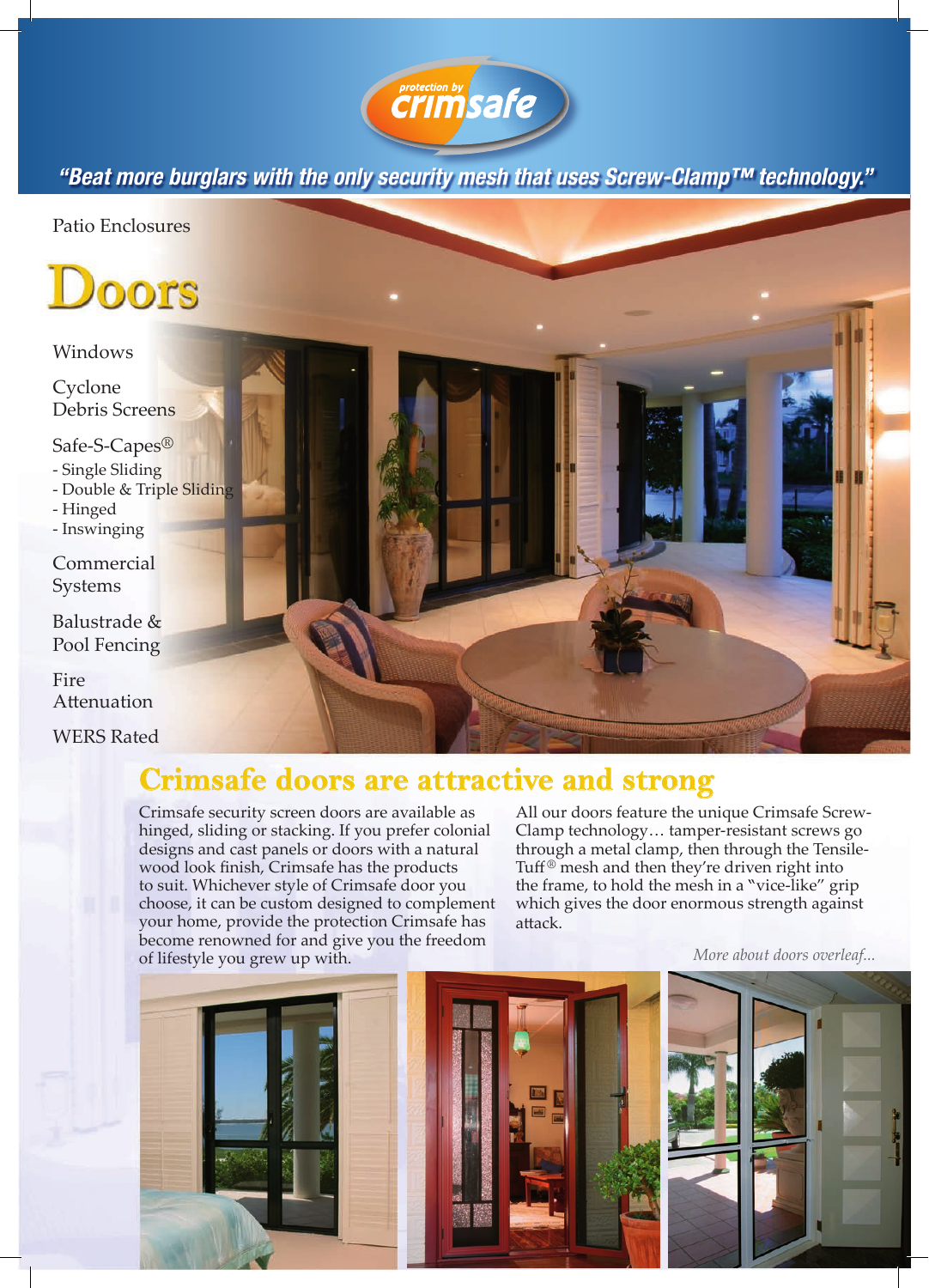protection by crimsafe

*"Beat more burglars with the only security mesh that uses Screw-Clamp™ technology."*

Patio Enclosures

# Doors

Windows

Cyclone Debris Screens

Safe-S-Capes®
- Single Sliding
- Double & Triple Sliding
- Hinged
- Inswinging

Commercial Systems

Balustrade & Pool Fencing

Fire Attenuation

WERS Rated

## Crimsafe doors are attractive and strong

Crimsafe security screen doors are available as hinged, sliding or stacking. If you prefer colonial designs and cast panels or doors with a natural wood look finish, Crimsafe has the products to suit. Whichever style of Crimsafe door you choose, it can be custom designed to complement your home, provide the protection Crimsafe has become renowned for and give you the freedom of lifestyle you grew up with.

All our doors feature the unique Crimsafe Screw-Clamp technology… tamper-resistant screws go through a metal clamp, then through the Tensile-Tuff® mesh and then they're driven right into the frame, to hold the mesh in a "vice-like" grip which gives the door enormous strength against attack.

*More about doors overleaf...*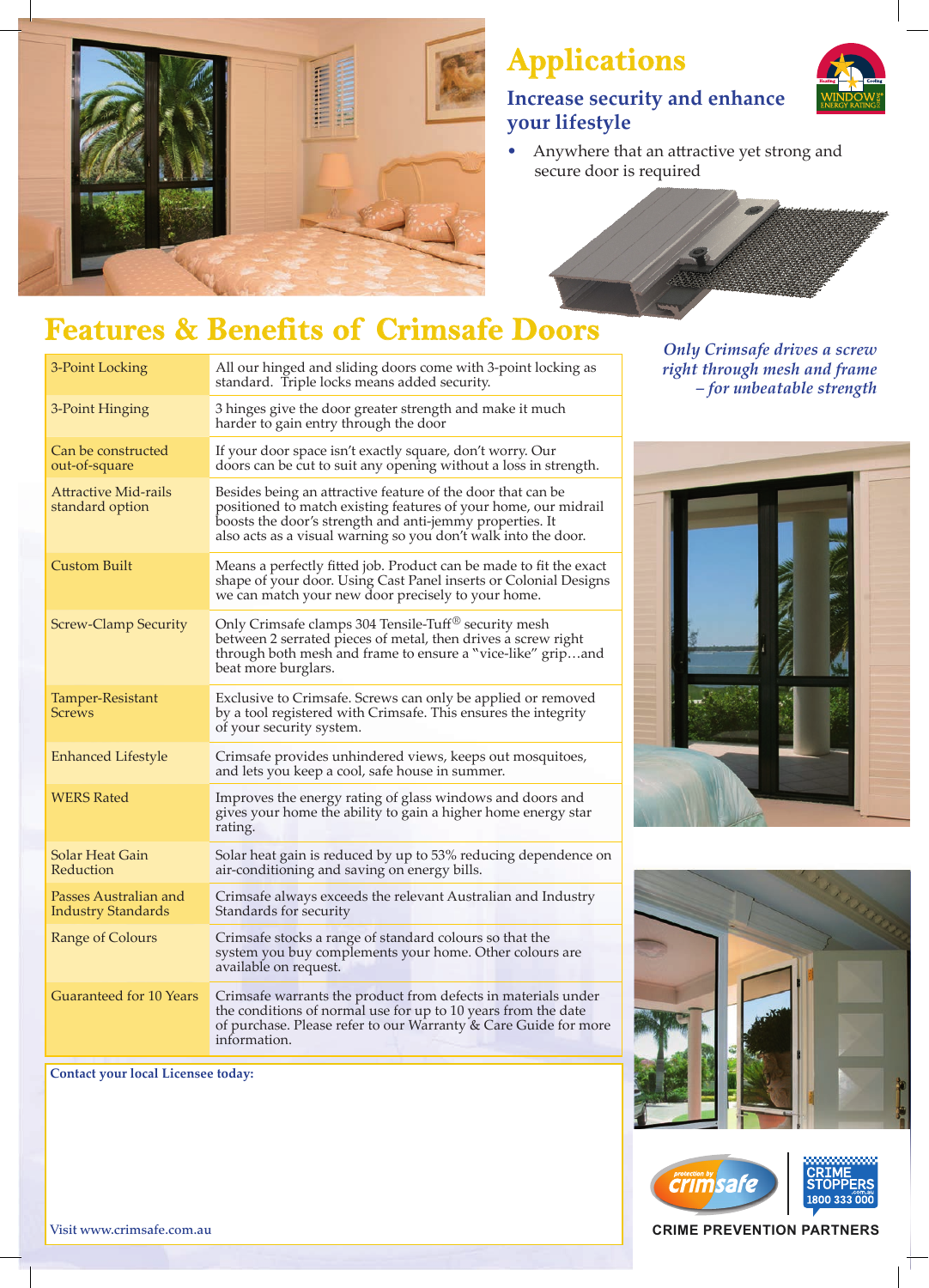# Applications

## Increase security and enhance your lifestyle

- Anywhere that an attractive yet strong and secure door is required

# Features & Benefits of Crimsafe Doors

| | |
|---|---|
| 3-Point Locking | All our hinged and sliding doors come with 3-point locking as standard. Triple locks means added security. |
| 3-Point Hinging | 3 hinges give the door greater strength and make it much harder to gain entry through the door |
| Can be constructed out-of-square | If your door space isn't exactly square, don't worry. Our doors can be cut to suit any opening without a loss in strength. |
| Attractive Mid-rails standard option | Besides being an attractive feature of the door that can be positioned to match existing features of your home, our midrail boosts the door's strength and anti-jemmy properties. It also acts as a visual warning so you don't walk into the door. |
| Custom Built | Means a perfectly fitted job. Product can be made to fit the exact shape of your door. Using Cast Panel inserts or Colonial Designs we can match your new door precisely to your home. |
| Screw-Clamp Security | Only Crimsafe clamps 304 Tensile-Tuff® security mesh between 2 serrated pieces of metal, then drives a screw right through both mesh and frame to ensure a "vice-like" grip…and beat more burglars. |
| Tamper-Resistant Screws | Exclusive to Crimsafe. Screws can only be applied or removed by a tool registered with Crimsafe. This ensures the integrity of your security system. |
| Enhanced Lifestyle | Crimsafe provides unhindered views, keeps out mosquitoes, and lets you keep a cool, safe house in summer. |
| WERS Rated | Improves the energy rating of glass windows and doors and gives your home the ability to gain a higher home energy star rating. |
| Solar Heat Gain Reduction | Solar heat gain is reduced by up to 53% reducing dependence on air-conditioning and saving on energy bills. |
| Passes Australian and Industry Standards | Crimsafe always exceeds the relevant Australian and Industry Standards for security |
| Range of Colours | Crimsafe stocks a range of standard colours so that the system you buy complements your home. Other colours are available on request. |
| Guaranteed for 10 Years | Crimsafe warrants the product from defects in materials under the conditions of normal use for up to 10 years from the date of purchase. Please refer to our Warranty & Care Guide for more information. |

*Only Crimsafe drives a screw right through mesh and frame – for unbeatable strength*

**Contact your local Licensee today:**

Visit www.crimsafe.com.au

CRIME PREVENTION PARTNERS